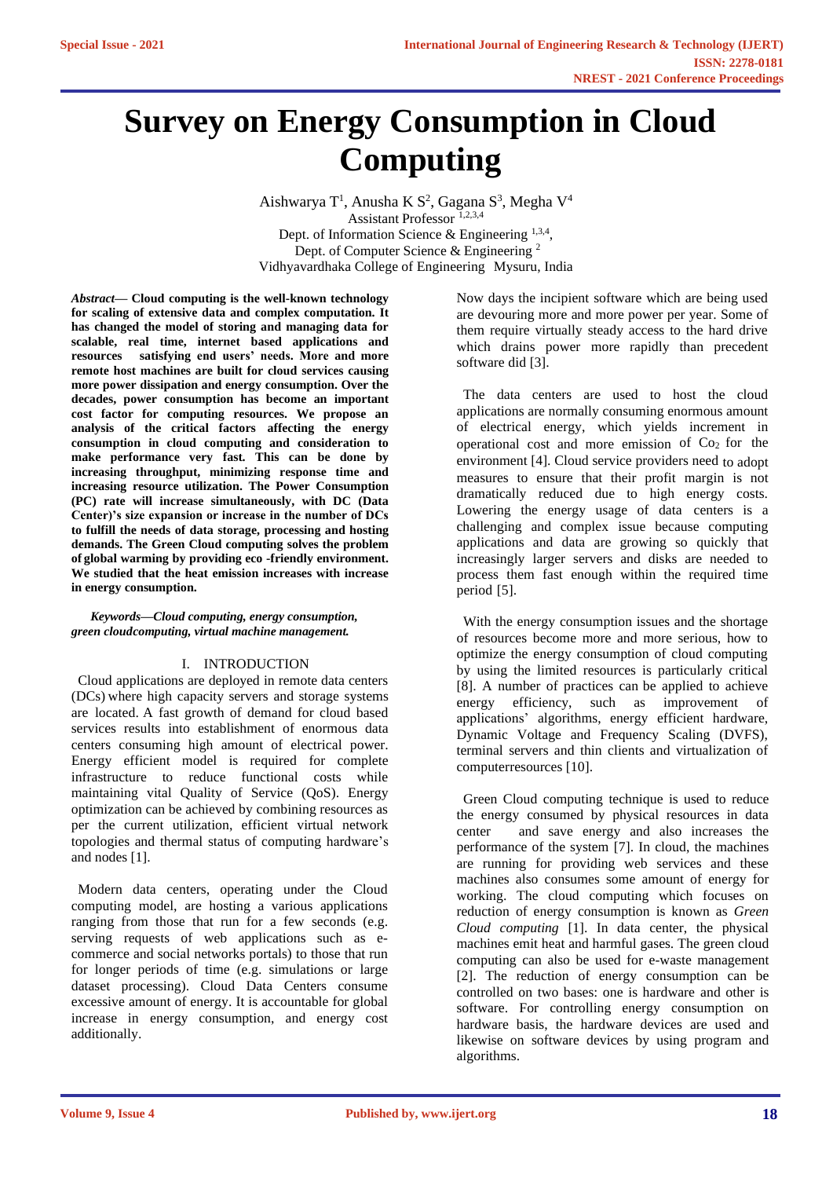# Survey on Energy Consumption in Cloud Computing

Aishwarya T[1], Anusha K S[2], Gagana S[3], Megha V[4]
Assistant Professor [1,2,3,4]
Dept. of Information Science & Engineering [1,3,4],
Dept. of Computer Science & Engineering [2]
Vidhyavardhaka College of Engineering Mysuru, India

***Abstract*— Cloud computing is the well-known technology for scaling of extensive data and complex computation. It has changed the model of storing and managing data for scalable, real time, internet based applications and resources satisfying end users' needs. More and more remote host machines are built for cloud services causing more power dissipation and energy consumption. Over the decades, power consumption has become an important cost factor for computing resources. We propose an analysis of the critical factors affecting the energy consumption in cloud computing and consideration to make performance very fast. This can be done by increasing throughput, minimizing response time and increasing resource utilization. The Power Consumption (PC) rate will increase simultaneously, with DC (Data Center)'s size expansion or increase in the number of DCs to fulfill the needs of data storage, processing and hosting demands. The Green Cloud computing solves the problem of global warming by providing eco -friendly environment. We studied that the heat emission increases with increase in energy consumption.**

***Keywords—Cloud computing, energy consumption, green cloudcomputing, virtual machine management.***

## I. INTRODUCTION

Cloud applications are deployed in remote data centers (DCs) where high capacity servers and storage systems are located. A fast growth of demand for cloud based services results into establishment of enormous data centers consuming high amount of electrical power. Energy efficient model is required for complete infrastructure to reduce functional costs while maintaining vital Quality of Service (QoS). Energy optimization can be achieved by combining resources as per the current utilization, efficient virtual network topologies and thermal status of computing hardware's and nodes [1].

Modern data centers, operating under the Cloud computing model, are hosting a various applications ranging from those that run for a few seconds (e.g. serving requests of web applications such as e-commerce and social networks portals) to those that run for longer periods of time (e.g. simulations or large dataset processing). Cloud Data Centers consume excessive amount of energy. It is accountable for global increase in energy consumption, and energy cost additionally.

Now days the incipient software which are being used are devouring more and more power per year. Some of them require virtually steady access to the hard drive which drains power more rapidly than precedent software did [3].

The data centers are used to host the cloud applications are normally consuming enormous amount of electrical energy, which yields increment in operational cost and more emission of $Co_2$ for the environment [4]. Cloud service providers need to adopt measures to ensure that their profit margin is not dramatically reduced due to high energy costs. Lowering the energy usage of data centers is a challenging and complex issue because computing applications and data are growing so quickly that increasingly larger servers and disks are needed to process them fast enough within the required time period [5].

With the energy consumption issues and the shortage of resources become more and more serious, how to optimize the energy consumption of cloud computing by using the limited resources is particularly critical [8]. A number of practices can be applied to achieve energy efficiency, such as improvement of applications' algorithms, energy efficient hardware, Dynamic Voltage and Frequency Scaling (DVFS), terminal servers and thin clients and virtualization of computerresources [10].

Green Cloud computing technique is used to reduce the energy consumed by physical resources in data center and save energy and also increases the performance of the system [7]. In cloud, the machines are running for providing web services and these machines also consumes some amount of energy for working. The cloud computing which focuses on reduction of energy consumption is known as *Green Cloud computing* [1]. In data center, the physical machines emit heat and harmful gases. The green cloud computing can also be used for e-waste management [2]. The reduction of energy consumption can be controlled on two bases: one is hardware and other is software. For controlling energy consumption on hardware basis, the hardware devices are used and likewise on software devices by using program and algorithms.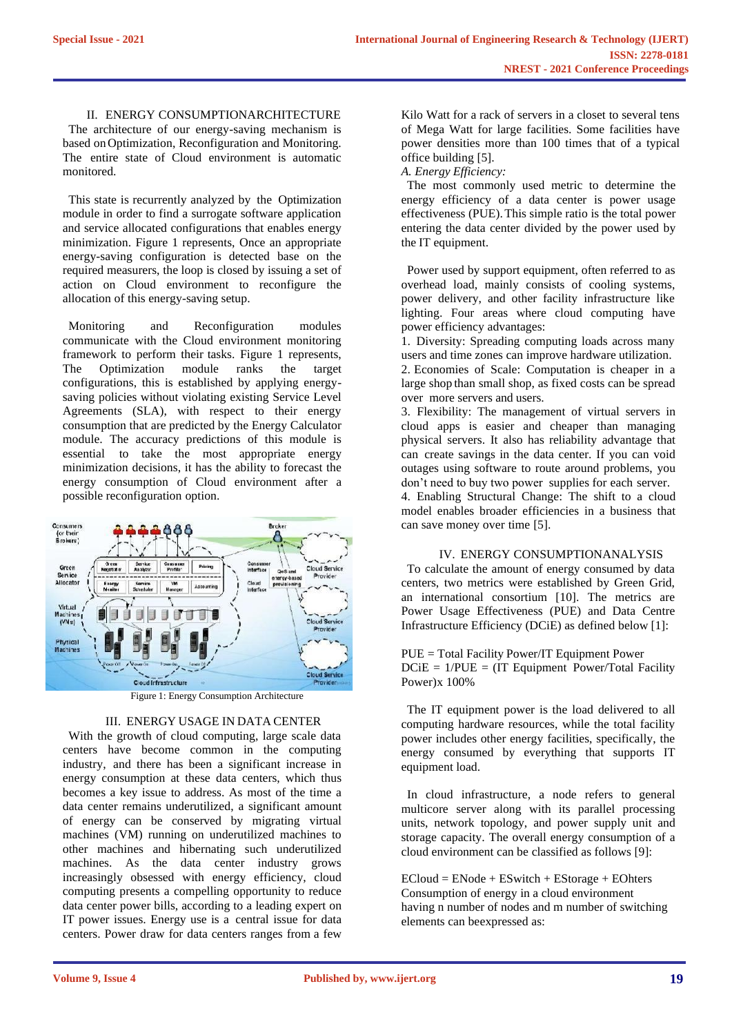## II. ENERGY CONSUMPTIONARCHITECTURE

The architecture of our energy-saving mechanism is based on Optimization, Reconfiguration and Monitoring. The entire state of Cloud environment is automatic monitored.

This state is recurrently analyzed by the Optimization module in order to find a surrogate software application and service allocated configurations that enables energy minimization. Figure 1 represents, Once an appropriate energy-saving configuration is detected base on the required measurers, the loop is closed by issuing a set of action on Cloud environment to reconfigure the allocation of this energy-saving setup.

Monitoring and Reconfiguration modules communicate with the Cloud environment monitoring framework to perform their tasks. Figure 1 represents, The Optimization module ranks the target configurations, this is established by applying energy-saving policies without violating existing Service Level Agreements (SLA), with respect to their energy consumption that are predicted by the Energy Calculator module. The accuracy predictions of this module is essential to take the most appropriate energy minimization decisions, it has the ability to forecast the energy consumption of Cloud environment after a possible reconfiguration option.

Figure 1: Energy Consumption Architecture

## III. ENERGY USAGE IN DATA CENTER

With the growth of cloud computing, large scale data centers have become common in the computing industry, and there has been a significant increase in energy consumption at these data centers, which thus becomes a key issue to address. As most of the time a data center remains underutilized, a significant amount of energy can be conserved by migrating virtual machines (VM) running on underutilized machines to other machines and hibernating such underutilized machines. As the data center industry grows increasingly obsessed with energy efficiency, cloud computing presents a compelling opportunity to reduce data center power bills, according to a leading expert on IT power issues. Energy use is a central issue for data centers. Power draw for data centers ranges from a few Kilo Watt for a rack of servers in a closet to several tens of Mega Watt for large facilities. Some facilities have power densities more than 100 times that of a typical office building [5].

*A. Energy Efficiency:*

The most commonly used metric to determine the energy efficiency of a data center is power usage effectiveness (PUE). This simple ratio is the total power entering the data center divided by the power used by the IT equipment.

Power used by support equipment, often referred to as overhead load, mainly consists of cooling systems, power delivery, and other facility infrastructure like lighting. Four areas where cloud computing have power efficiency advantages:

1. Diversity: Spreading computing loads across many users and time zones can improve hardware utilization.
2. Economies of Scale: Computation is cheaper in a large shop than small shop, as fixed costs can be spread over more servers and users.
3. Flexibility: The management of virtual servers in cloud apps is easier and cheaper than managing physical servers. It also has reliability advantage that can create savings in the data center. If you can void outages using software to route around problems, you don't need to buy two power supplies for each server.
4. Enabling Structural Change: The shift to a cloud model enables broader efficiencies in a business that can save money over time [5].

## IV. ENERGY CONSUMPTIONANALYSIS

To calculate the amount of energy consumed by data centers, two metrics were established by Green Grid, an international consortium [10]. The metrics are Power Usage Effectiveness (PUE) and Data Centre Infrastructure Efficiency (DCiE) as defined below [1]:

PUE = Total Facility Power/IT Equipment Power

DCiE = 1/PUE = (IT Equipment Power/Total Facility Power)x 100%

The IT equipment power is the load delivered to all computing hardware resources, while the total facility power includes other energy facilities, specifically, the energy consumed by everything that supports IT equipment load.

In cloud infrastructure, a node refers to general multicore server along with its parallel processing units, network topology, and power supply unit and storage capacity. The overall energy consumption of a cloud environment can be classified as follows [9]:

ECloud = ENode + ESwitch + EStorage + EOhters

Consumption of energy in a cloud environment having n number of nodes and m number of switching elements can beexpressed as: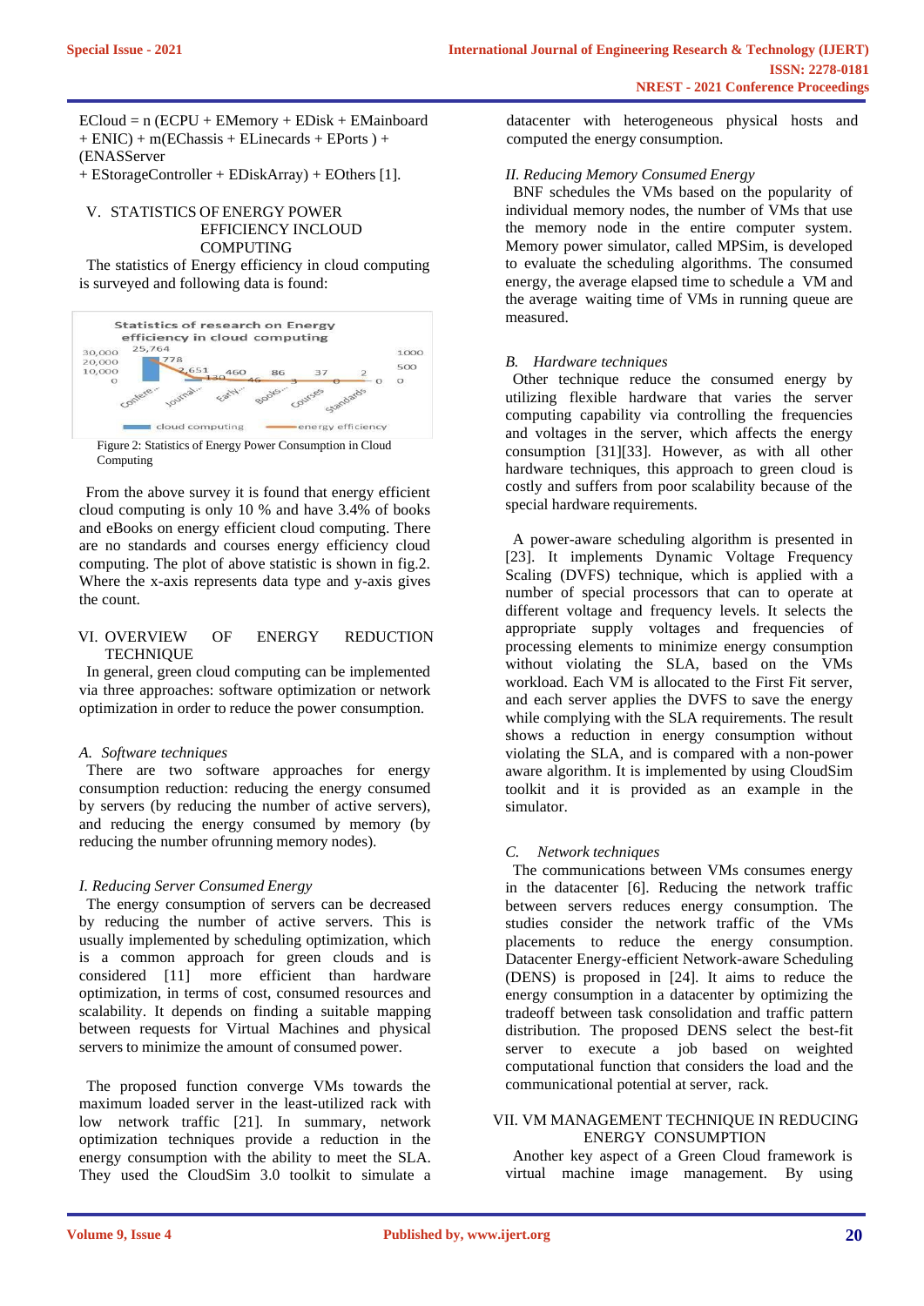ECloud = n (ECPU + EMemory + EDisk + EMainboard + ENIC) + m(EChassis + ELinecards + EPorts ) + (ENASServer
+ EStorageController + EDiskArray) + EOthers [1].

## V. STATISTICS OF ENERGY POWER EFFICIENCY INCLOUD COMPUTING

The statistics of Energy efficiency in cloud computing is surveyed and following data is found:

Figure 2: Statistics of Energy Power Consumption in Cloud Computing

From the above survey it is found that energy efficient cloud computing is only 10 % and have 3.4% of books and eBooks on energy efficient cloud computing. There are no standards and courses energy efficiency cloud computing. The plot of above statistic is shown in fig.2. Where the x-axis represents data type and y-axis gives the count.

## VI. OVERVIEW OF ENERGY REDUCTION TECHNIQUE

In general, green cloud computing can be implemented via three approaches: software optimization or network optimization in order to reduce the power consumption.

### *A. Software techniques*

There are two software approaches for energy consumption reduction: reducing the energy consumed by servers (by reducing the number of active servers), and reducing the energy consumed by memory (by reducing the number ofrunning memory nodes).

#### *I. Reducing Server Consumed Energy*

The energy consumption of servers can be decreased by reducing the number of active servers. This is usually implemented by scheduling optimization, which is a common approach for green clouds and is considered [11] more efficient than hardware optimization, in terms of cost, consumed resources and scalability. It depends on finding a suitable mapping between requests for Virtual Machines and physical servers to minimize the amount of consumed power.

The proposed function converge VMs towards the maximum loaded server in the least-utilized rack with low network traffic [21]. In summary, network optimization techniques provide a reduction in the energy consumption with the ability to meet the SLA. They used the CloudSim 3.0 toolkit to simulate a datacenter with heterogeneous physical hosts and computed the energy consumption.

#### *II. Reducing Memory Consumed Energy*

BNF schedules the VMs based on the popularity of individual memory nodes, the number of VMs that use the memory node in the entire computer system. Memory power simulator, called MPSim, is developed to evaluate the scheduling algorithms. The consumed energy, the average elapsed time to schedule a VM and the average waiting time of VMs in running queue are measured.

### *B. Hardware techniques*

Other technique reduce the consumed energy by utilizing flexible hardware that varies the server computing capability via controlling the frequencies and voltages in the server, which affects the energy consumption [31][33]. However, as with all other hardware techniques, this approach to green cloud is costly and suffers from poor scalability because of the special hardware requirements.

A power-aware scheduling algorithm is presented in [23]. It implements Dynamic Voltage Frequency Scaling (DVFS) technique, which is applied with a number of special processors that can to operate at different voltage and frequency levels. It selects the appropriate supply voltages and frequencies of processing elements to minimize energy consumption without violating the SLA, based on the VMs workload. Each VM is allocated to the First Fit server, and each server applies the DVFS to save the energy while complying with the SLA requirements. The result shows a reduction in energy consumption without violating the SLA, and is compared with a non-power aware algorithm. It is implemented by using CloudSim toolkit and it is provided as an example in the simulator.

### *C. Network techniques*

The communications between VMs consumes energy in the datacenter [6]. Reducing the network traffic between servers reduces energy consumption. The studies consider the network traffic of the VMs placements to reduce the energy consumption. Datacenter Energy-efficient Network-aware Scheduling (DENS) is proposed in [24]. It aims to reduce the energy consumption in a datacenter by optimizing the tradeoff between task consolidation and traffic pattern distribution. The proposed DENS select the best-fit server to execute a job based on weighted computational function that considers the load and the communicational potential at server, rack.

## VII. VM MANAGEMENT TECHNIQUE IN REDUCING ENERGY CONSUMPTION

Another key aspect of a Green Cloud framework is virtual machine image management. By using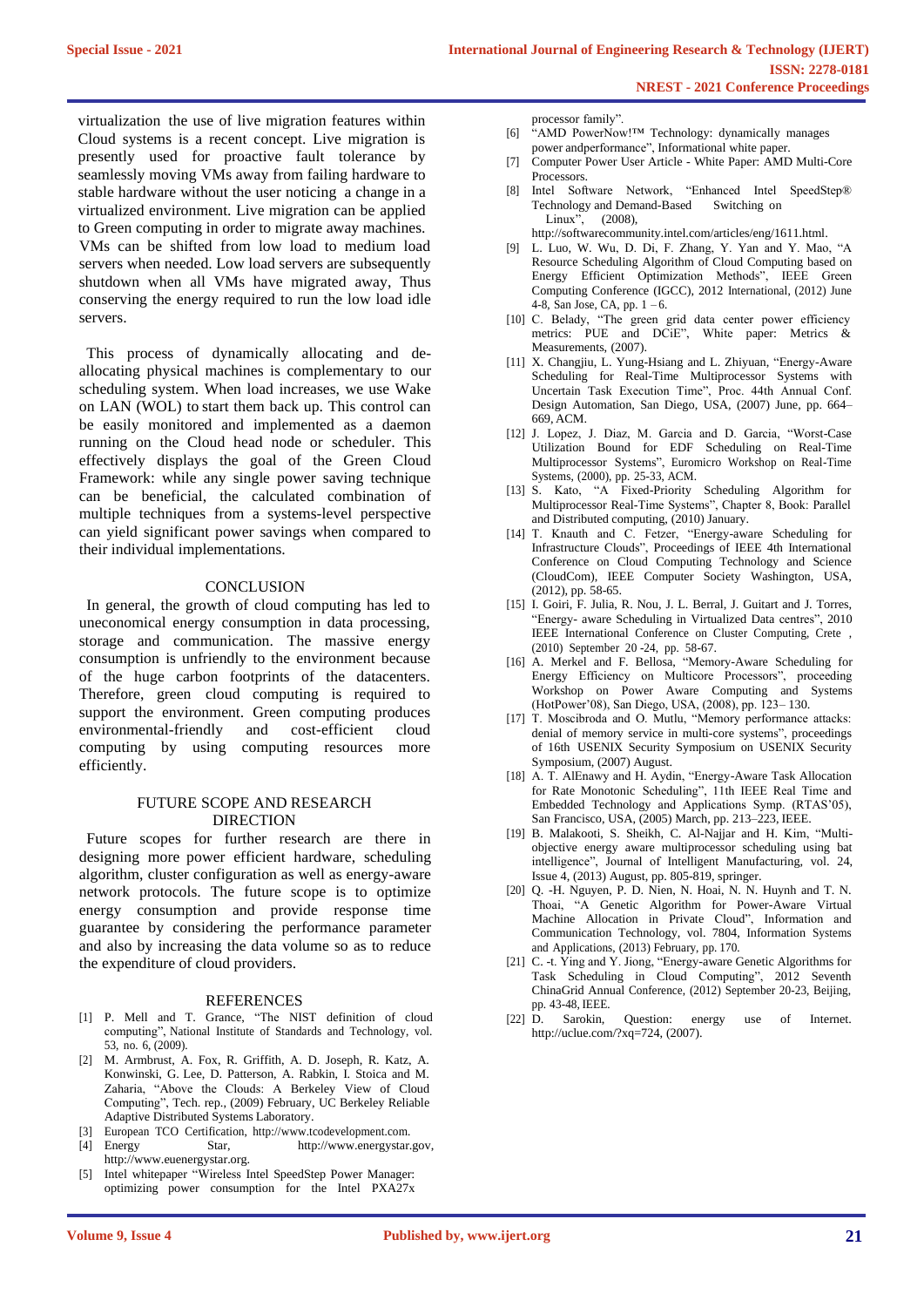virtualization the use of live migration features within Cloud systems is a recent concept. Live migration is presently used for proactive fault tolerance by seamlessly moving VMs away from failing hardware to stable hardware without the user noticing a change in a virtualized environment. Live migration can be applied to Green computing in order to migrate away machines. VMs can be shifted from low load to medium load servers when needed. Low load servers are subsequently shutdown when all VMs have migrated away, Thus conserving the energy required to run the low load idle servers.

This process of dynamically allocating and de-allocating physical machines is complementary to our scheduling system. When load increases, we use Wake on LAN (WOL) to start them back up. This control can be easily monitored and implemented as a daemon running on the Cloud head node or scheduler. This effectively displays the goal of the Green Cloud Framework: while any single power saving technique can be beneficial, the calculated combination of multiple techniques from a systems-level perspective can yield significant power savings when compared to their individual implementations.

## CONCLUSION

In general, the growth of cloud computing has led to uneconomical energy consumption in data processing, storage and communication. The massive energy consumption is unfriendly to the environment because of the huge carbon footprints of the datacenters. Therefore, green cloud computing is required to support the environment. Green computing produces environmental-friendly and cost-efficient cloud computing by using computing resources more efficiently.

## FUTURE SCOPE AND RESEARCH DIRECTION

Future scopes for further research are there in designing more power efficient hardware, scheduling algorithm, cluster configuration as well as energy-aware network protocols. The future scope is to optimize energy consumption and provide response time guarantee by considering the performance parameter and also by increasing the data volume so as to reduce the expenditure of cloud providers.

## REFERENCES

[1] P. Mell and T. Grance, "The NIST definition of cloud computing", National Institute of Standards and Technology, vol. 53, no. 6, (2009).

[2] M. Armbrust, A. Fox, R. Griffith, A. D. Joseph, R. Katz, A. Konwinski, G. Lee, D. Patterson, A. Rabkin, I. Stoica and M. Zaharia, "Above the Clouds: A Berkeley View of Cloud Computing", Tech. rep., (2009) February, UC Berkeley Reliable Adaptive Distributed Systems Laboratory.

[3] European TCO Certification, http://www.tcodevelopment.com.

[4] Energy Star, http://www.energystar.gov, http://www.euenergystar.org.

[5] Intel whitepaper "Wireless Intel SpeedStep Power Manager: optimizing power consumption for the Intel PXA27x processor family".

[6] "AMD PowerNow!™ Technology: dynamically manages power andperformance", Informational white paper.

[7] Computer Power User Article - White Paper: AMD Multi-Core Processors.

[8] Intel Software Network, "Enhanced Intel SpeedStep® Technology and Demand-Based Switching on Linux", (2008), http://softwarecommunity.intel.com/articles/eng/1611.html.

[9] L. Luo, W. Wu, D. Di, F. Zhang, Y. Yan and Y. Mao, "A Resource Scheduling Algorithm of Cloud Computing based on Energy Efficient Optimization Methods", IEEE Green Computing Conference (IGCC), 2012 International, (2012) June 4-8, San Jose, CA, pp. 1 – 6.

[10] C. Belady, "The green grid data center power efficiency metrics: PUE and DCiE", White paper: Metrics & Measurements, (2007).

[11] X. Changjiu, L. Yung-Hsiang and L. Zhiyuan, "Energy-Aware Scheduling for Real-Time Multiprocessor Systems with Uncertain Task Execution Time", Proc. 44th Annual Conf. Design Automation, San Diego, USA, (2007) June, pp. 664–669, ACM.

[12] J. Lopez, J. Diaz, M. Garcia and D. Garcia, "Worst-Case Utilization Bound for EDF Scheduling on Real-Time Multiprocessor Systems", Euromicro Workshop on Real-Time Systems, (2000), pp. 25-33, ACM.

[13] S. Kato, "A Fixed-Priority Scheduling Algorithm for Multiprocessor Real-Time Systems", Chapter 8, Book: Parallel and Distributed computing, (2010) January.

[14] T. Knauth and C. Fetzer, "Energy-aware Scheduling for Infrastructure Clouds", Proceedings of IEEE 4th International Conference on Cloud Computing Technology and Science (CloudCom), IEEE Computer Society Washington, USA, (2012), pp. 58-65.

[15] I. Goiri, F. Julia, R. Nou, J. L. Berral, J. Guitart and J. Torres, "Energy- aware Scheduling in Virtualized Data centres", 2010 IEEE International Conference on Cluster Computing, Crete , (2010) September 20 -24, pp. 58-67.

[16] A. Merkel and F. Bellosa, "Memory-Aware Scheduling for Energy Efficiency on Multicore Processors", proceeding Workshop on Power Aware Computing and Systems (HotPower'08), San Diego, USA, (2008), pp. 123– 130.

[17] T. Moscibroda and O. Mutlu, "Memory performance attacks: denial of memory service in multi-core systems", proceedings of 16th USENIX Security Symposium on USENIX Security Symposium, (2007) August.

[18] A. T. AlEnawy and H. Aydin, "Energy-Aware Task Allocation for Rate Monotonic Scheduling", 11th IEEE Real Time and Embedded Technology and Applications Symp. (RTAS'05), San Francisco, USA, (2005) March, pp. 213–223, IEEE.

[19] B. Malakooti, S. Sheikh, C. Al-Najjar and H. Kim, "Multi-objective energy aware multiprocessor scheduling using bat intelligence", Journal of Intelligent Manufacturing, vol. 24, Issue 4, (2013) August, pp. 805-819, springer.

[20] Q. -H. Nguyen, P. D. Nien, N. Hoai, N. N. Huynh and T. N. Thoai, "A Genetic Algorithm for Power-Aware Virtual Machine Allocation in Private Cloud", Information and Communication Technology, vol. 7804, Information Systems and Applications, (2013) February, pp. 170.

[21] C. -t. Ying and Y. Jiong, "Energy-aware Genetic Algorithms for Task Scheduling in Cloud Computing", 2012 Seventh ChinaGrid Annual Conference, (2012) September 20-23, Beijing, pp. 43-48, IEEE.

[22] D. Sarokin, Question: energy use of Internet. http://uclue.com/?xq=724, (2007).